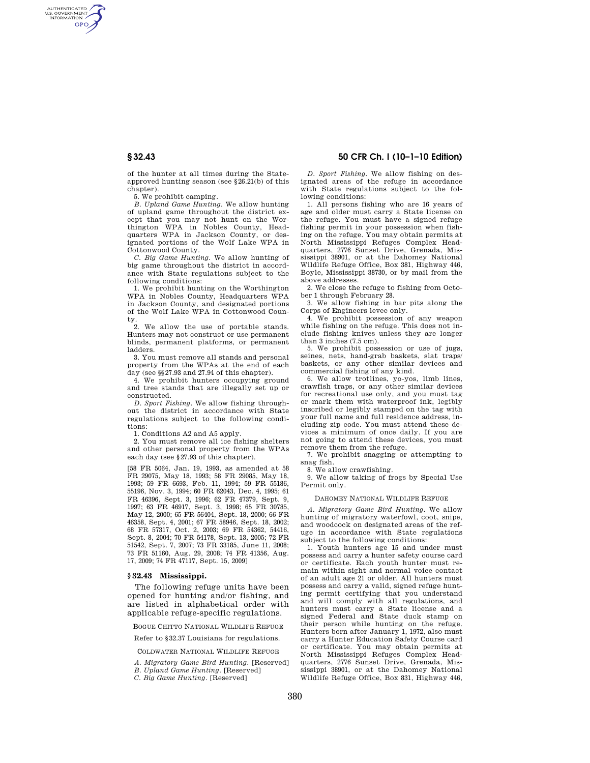of the hunter at all times during the State-approved hunting season (see §26.21(b) of this chapter).

5. We prohibit camping.

*B. Upland Game Hunting.* We allow hunting of upland game throughout the district except that you may not hunt on the Worthington WPA in Nobles County, Headquarters WPA in Jackson County, or designated portions of the Wolf Lake WPA in Cottonwood County.

*C. Big Game Hunting.* We allow hunting of big game throughout the district in accordance with State regulations subject to the following conditions:

1. We prohibit hunting on the Worthington WPA in Nobles County, Headquarters WPA in Jackson County, and designated portions of the Wolf Lake WPA in Cottonwood County.

2. We allow the use of portable stands. Hunters may not construct or use permanent blinds, permanent platforms, or permanent ladders.

3. You must remove all stands and personal property from the WPAs at the end of each day (see §§27.93 and 27.94 of this chapter).

4. We prohibit hunters occupying ground and tree stands that are illegally set up or constructed.

*D. Sport Fishing.* We allow fishing throughout the district in accordance with State regulations subject to the following conditions:

1. Conditions A2 and A5 apply.

2. You must remove all ice fishing shelters and other personal property from the WPAs each day (see §27.93 of this chapter).

[58 FR 5064, Jan. 19, 1993, as amended at 58 FR 29075, May 18, 1993; 58 FR 29085, May 18, 1993; 59 FR 6693, Feb. 11, 1994; 59 FR 55186, 55196, Nov. 3, 1994; 60 FR 62043, Dec. 4, 1995; 61 FR 46396, Sept. 3, 1996; 62 FR 47379, Sept. 9, 1997; 63 FR 46917, Sept. 3, 1998; 65 FR 30785, May 12, 2000; 65 FR 56404, Sept. 18, 2000; 66 FR 46358, Sept. 4, 2001; 67 FR 58946, Sept. 18, 2002; 68 FR 57317, Oct. 2, 2003; 69 FR 54362, 54416, Sept. 8, 2004; 70 FR 54178, Sept. 13, 2005; 72 FR 51542, Sept. 7, 2007; 73 FR 33185, June 11, 2008; 73 FR 51160, Aug. 29, 2008; 74 FR 41356, Aug. 17, 2009; 74 FR 47117, Sept. 15, 2009]

## § 32.43 Mississippi.

The following refuge units have been opened for hunting and/or fishing, and are listed in alphabetical order with applicable refuge-specific regulations.

BOGUE CHITTO NATIONAL WILDLIFE REFUGE

Refer to §32.37 Louisiana for regulations.

COLDWATER NATIONAL WILDLIFE REFUGE

*A. Migratory Game Bird Hunting.* [Reserved]

*B. Upland Game Hunting.* [Reserved]

*C. Big Game Hunting.* [Reserved]

*D. Sport Fishing.* We allow fishing on designated areas of the refuge in accordance with State regulations subject to the following conditions:

1. All persons fishing who are 16 years of age and older must carry a State license on the refuge. You must have a signed refuge fishing permit in your possession when fishing on the refuge. You may obtain permits at North Mississippi Refuges Complex Headquarters, 2776 Sunset Drive, Grenada, Mississippi 38901, or at the Dahomey National Wildlife Refuge Office, Box 381, Highway 446, Boyle, Mississippi 38730, or by mail from the above addresses.

2. We close the refuge to fishing from October 1 through February 28.

3. We allow fishing in bar pits along the Corps of Engineers levee only.

4. We prohibit possession of any weapon while fishing on the refuge. This does not include fishing knives unless they are longer than 3 inches (7.5 cm).

5. We prohibit possession or use of jugs, seines, nets, hand-grab baskets, slat traps/baskets, or any other similar devices and commercial fishing of any kind.

6. We allow trotlines, yo-yos, limb lines, crawfish traps, or any other similar devices for recreational use only, and you must tag or mark them with waterproof ink, legibly inscribed or legibly stamped on the tag with your full name and full residence address, including zip code. You must attend these devices a minimum of once daily. If you are not going to attend these devices, you must remove them from the refuge.

7. We prohibit snagging or attempting to snag fish.

8. We allow crawfishing.

9. We allow taking of frogs by Special Use Permit only.

DAHOMEY NATIONAL WILDLIFE REFUGE

*A. Migratory Game Bird Hunting.* We allow hunting of migratory waterfowl, coot, snipe, and woodcock on designated areas of the refuge in accordance with State regulations subject to the following conditions:

1. Youth hunters age 15 and under must possess and carry a hunter safety course card or certificate. Each youth hunter must remain within sight and normal voice contact of an adult age 21 or older. All hunters must possess and carry a valid, signed refuge hunting permit certifying that you understand and will comply with all regulations, and hunters must carry a State license and a signed Federal and State duck stamp on their person while hunting on the refuge. Hunters born after January 1, 1972, also must carry a Hunter Education Safety Course card or certificate. You may obtain permits at North Mississippi Refuges Complex Headquarters, 2776 Sunset Drive, Grenada, Mississippi 38901, or at the Dahomey National Wildlife Refuge Office, Box 831, Highway 446,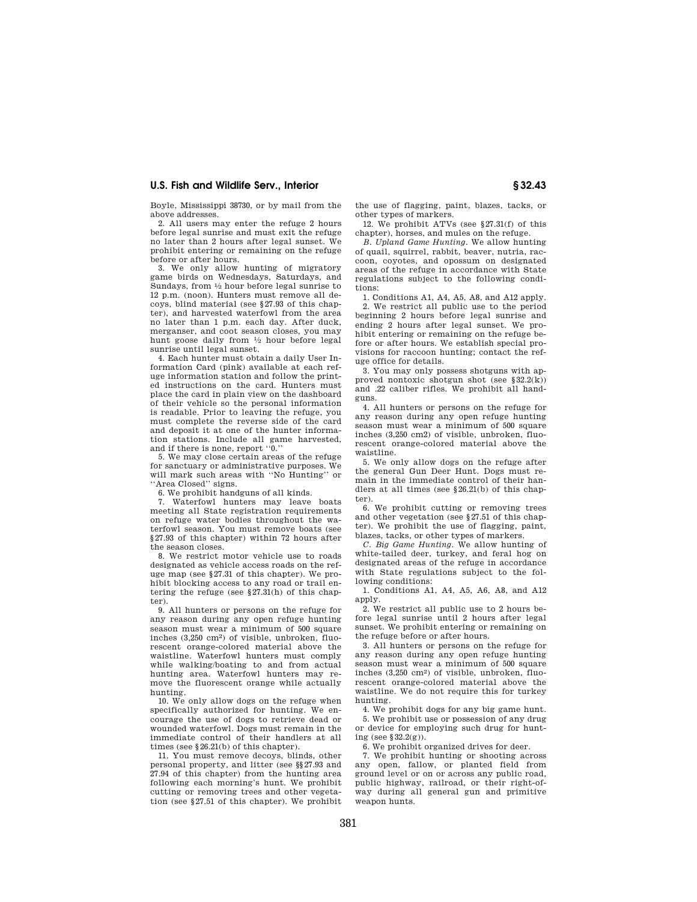Boyle, Mississippi 38730, or by mail from the above addresses.

2. All users may enter the refuge 2 hours before legal sunrise and must exit the refuge no later than 2 hours after legal sunset. We prohibit entering or remaining on the refuge before or after hours.

3. We only allow hunting of migratory game birds on Wednesdays, Saturdays, and Sundays, from ½ hour before legal sunrise to 12 p.m. (noon). Hunters must remove all decoys, blind material (see §27.93 of this chapter), and harvested waterfowl from the area no later than 1 p.m. each day. After duck, merganser, and coot season closes, you may hunt goose daily from ½ hour before legal sunrise until legal sunset.

4. Each hunter must obtain a daily User Information Card (pink) available at each refuge information station and follow the printed instructions on the card. Hunters must place the card in plain view on the dashboard of their vehicle so the personal information is readable. Prior to leaving the refuge, you must complete the reverse side of the card and deposit it at one of the hunter information stations. Include all game harvested, and if there is none, report "0."

5. We may close certain areas of the refuge for sanctuary or administrative purposes. We will mark such areas with "No Hunting" or "Area Closed" signs.

6. We prohibit handguns of all kinds.

7. Waterfowl hunters may leave boats meeting all State registration requirements on refuge water bodies throughout the waterfowl season. You must remove boats (see §27.93 of this chapter) within 72 hours after the season closes.

8. We restrict motor vehicle use to roads designated as vehicle access roads on the refuge map (see §27.31 of this chapter). We prohibit blocking access to any road or trail entering the refuge (see §27.31(h) of this chapter).

9. All hunters or persons on the refuge for any reason during any open refuge hunting season must wear a minimum of 500 square inches (3,250 $cm^2$) of visible, unbroken, fluorescent orange-colored material above the waistline. Waterfowl hunters must comply while walking/boating to and from actual hunting area. Waterfowl hunters may remove the fluorescent orange while actually hunting.

10. We only allow dogs on the refuge when specifically authorized for hunting. We encourage the use of dogs to retrieve dead or wounded waterfowl. Dogs must remain in the immediate control of their handlers at all times (see §26.21(b) of this chapter).

11. You must remove decoys, blinds, other personal property, and litter (see §§27.93 and 27.94 of this chapter) from the hunting area following each morning's hunt. We prohibit cutting or removing trees and other vegetation (see §27.51 of this chapter). We prohibit the use of flagging, paint, blazes, tacks, or other types of markers.

12. We prohibit ATVs (see §27.31(f) of this chapter), horses, and mules on the refuge.

*B. Upland Game Hunting.* We allow hunting of quail, squirrel, rabbit, beaver, nutria, raccoon, coyotes, and opossum on designated areas of the refuge in accordance with State regulations subject to the following conditions:

1. Conditions A1, A4, A5, A8, and A12 apply.

2. We restrict all public use to the period beginning 2 hours before legal sunrise and ending 2 hours after legal sunset. We prohibit entering or remaining on the refuge before or after hours. We establish special provisions for raccoon hunting; contact the refuge office for details.

3. You may only possess shotguns with approved nontoxic shotgun shot (see §32.2(k)) and .22 caliber rifles. We prohibit all handguns.

4. All hunters or persons on the refuge for any reason during any open refuge hunting season must wear a minimum of 500 square inches (3,250 cm2) of visible, unbroken, fluorescent orange-colored material above the waistline.

5. We only allow dogs on the refuge after the general Gun Deer Hunt. Dogs must remain in the immediate control of their handlers at all times (see §26.21(b) of this chapter).

6. We prohibit cutting or removing trees and other vegetation (see §27.51 of this chapter). We prohibit the use of flagging, paint, blazes, tacks, or other types of markers.

*C. Big Game Hunting.* We allow hunting of white-tailed deer, turkey, and feral hog on designated areas of the refuge in accordance with State regulations subject to the following conditions:

1. Conditions A1, A4, A5, A6, A8, and A12 apply.

2. We restrict all public use to 2 hours before legal sunrise until 2 hours after legal sunset. We prohibit entering or remaining on the refuge before or after hours.

3. All hunters or persons on the refuge for any reason during any open refuge hunting season must wear a minimum of 500 square inches (3,250 $cm^2$) of visible, unbroken, fluorescent orange-colored material above the waistline. We do not require this for turkey hunting.

4. We prohibit dogs for any big game hunt.

5. We prohibit use or possession of any drug or device for employing such drug for hunting (see §32.2(g)).

6. We prohibit organized drives for deer.

7. We prohibit hunting or shooting across any open, fallow, or planted field from ground level or on or across any public road, public highway, railroad, or their right-of-way during all general gun and primitive weapon hunts.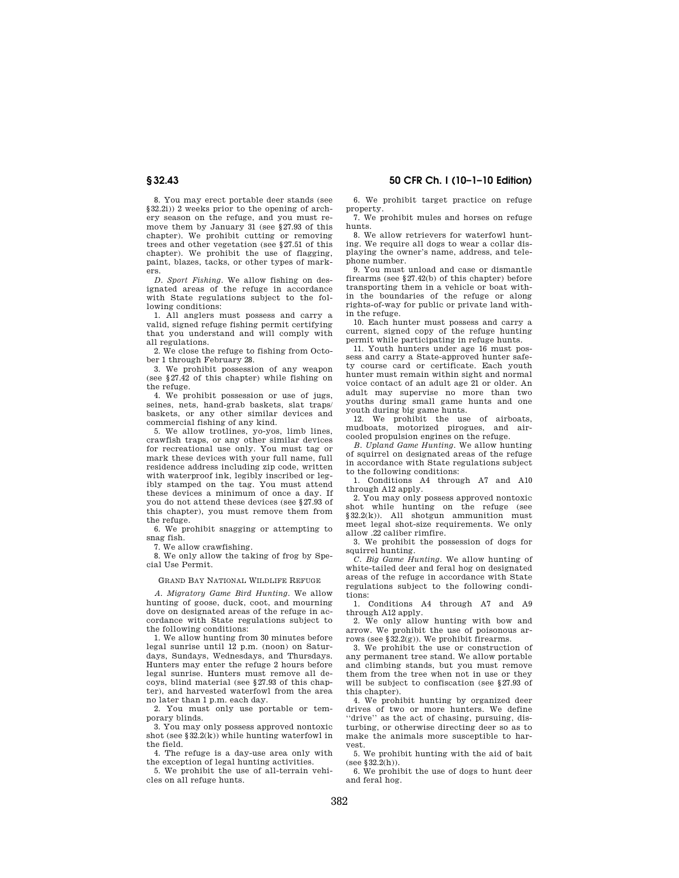8. You may erect portable deer stands (see §32.2i)) 2 weeks prior to the opening of archery season on the refuge, and you must remove them by January 31 (see §27.93 of this chapter). We prohibit cutting or removing trees and other vegetation (see §27.51 of this chapter). We prohibit the use of flagging, paint, blazes, tacks, or other types of markers.

*D. Sport Fishing.* We allow fishing on designated areas of the refuge in accordance with State regulations subject to the following conditions:

1. All anglers must possess and carry a valid, signed refuge fishing permit certifying that you understand and will comply with all regulations.

2. We close the refuge to fishing from October 1 through February 28.

3. We prohibit possession of any weapon (see §27.42 of this chapter) while fishing on the refuge.

4. We prohibit possession or use of jugs, seines, nets, hand-grab baskets, slat traps/baskets, or any other similar devices and commercial fishing of any kind.

5. We allow trotlines, yo-yos, limb lines, crawfish traps, or any other similar devices for recreational use only. You must tag or mark these devices with your full name, full residence address including zip code, written with waterproof ink, legibly inscribed or legibly stamped on the tag. You must attend these devices a minimum of once a day. If you do not attend these devices (see §27.93 of this chapter), you must remove them from the refuge.

6. We prohibit snagging or attempting to snag fish.

7. We allow crawfishing.

8. We only allow the taking of frog by Special Use Permit.

GRAND BAY NATIONAL WILDLIFE REFUGE

*A. Migratory Game Bird Hunting.* We allow hunting of goose, duck, coot, and mourning dove on designated areas of the refuge in accordance with State regulations subject to the following conditions:

1. We allow hunting from 30 minutes before legal sunrise until 12 p.m. (noon) on Saturdays, Sundays, Wednesdays, and Thursdays. Hunters may enter the refuge 2 hours before legal sunrise. Hunters must remove all decoys, blind material (see §27.93 of this chapter), and harvested waterfowl from the area no later than 1 p.m. each day.

2. You must only use portable or temporary blinds.

3. You may only possess approved nontoxic shot (see §32.2(k)) while hunting waterfowl in the field.

4. The refuge is a day-use area only with the exception of legal hunting activities.

5. We prohibit the use of all-terrain vehicles on all refuge hunts.

6. We prohibit target practice on refuge property.

7. We prohibit mules and horses on refuge hunts.

8. We allow retrievers for waterfowl hunting. We require all dogs to wear a collar displaying the owner's name, address, and telephone number.

9. You must unload and case or dismantle firearms (see §27.42(b) of this chapter) before transporting them in a vehicle or boat within the boundaries of the refuge or along rights-of-way for public or private land within the refuge.

10. Each hunter must possess and carry a current, signed copy of the refuge hunting permit while participating in refuge hunts.

11. Youth hunters under age 16 must possess and carry a State-approved hunter safety course card or certificate. Each youth hunter must remain within sight and normal voice contact of an adult age 21 or older. An adult may supervise no more than two youths during small game hunts and one youth during big game hunts.

12. We prohibit the use of airboats, mudboats, motorized pirogues, and air-cooled propulsion engines on the refuge.

*B. Upland Game Hunting.* We allow hunting of squirrel on designated areas of the refuge in accordance with State regulations subject to the following conditions:

1. Conditions A4 through A7 and A10 through A12 apply.

2. You may only possess approved nontoxic shot while hunting on the refuge (see §32.2(k)). All shotgun ammunition must meet legal shot-size requirements. We only allow .22 caliber rimfire.

3. We prohibit the possession of dogs for squirrel hunting.

*C. Big Game Hunting.* We allow hunting of white-tailed deer and feral hog on designated areas of the refuge in accordance with State regulations subject to the following conditions:

1. Conditions A4 through A7 and A9 through A12 apply.

2. We only allow hunting with bow and arrow. We prohibit the use of poisonous arrows (see §32.2(g)). We prohibit firearms.

3. We prohibit the use or construction of any permanent tree stand. We allow portable and climbing stands, but you must remove them from the tree when not in use or they will be subject to confiscation (see §27.93 of this chapter).

4. We prohibit hunting by organized deer drives of two or more hunters. We define ''drive'' as the act of chasing, pursuing, disturbing, or otherwise directing deer so as to make the animals more susceptible to harvest.

5. We prohibit hunting with the aid of bait (see §32.2(h)).

6. We prohibit the use of dogs to hunt deer and feral hog.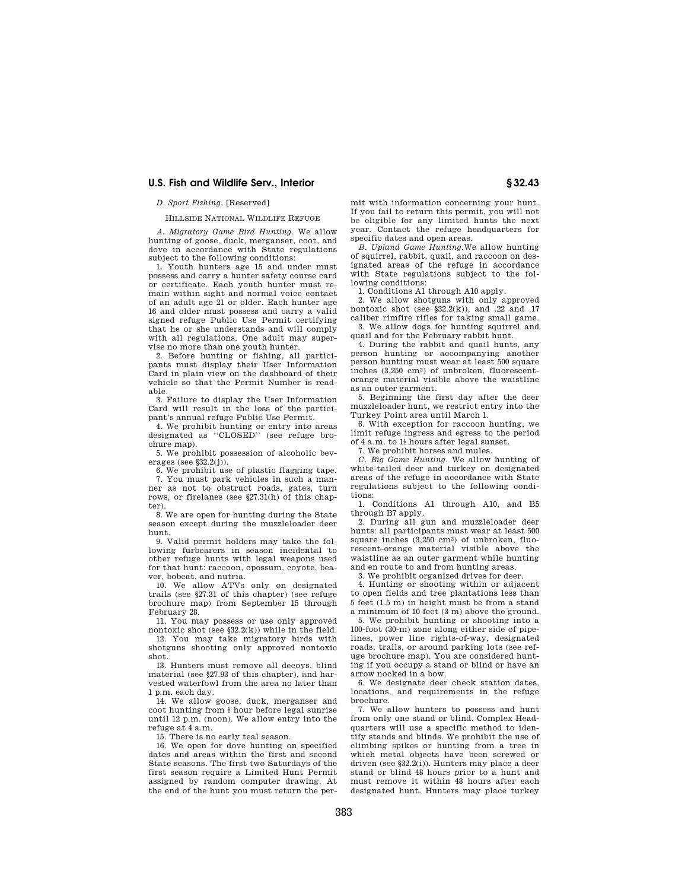*D. Sport Fishing.* [Reserved]

HILLSIDE NATIONAL WILDLIFE REFUGE

*A. Migratory Game Bird Hunting.* We allow hunting of goose, duck, merganser, coot, and dove in accordance with State regulations subject to the following conditions:

1. Youth hunters age 15 and under must possess and carry a hunter safety course card or certificate. Each youth hunter must remain within sight and normal voice contact of an adult age 21 or older. Each hunter age 16 and older must possess and carry a valid signed refuge Public Use Permit certifying that he or she understands and will comply with all regulations. One adult may supervise no more than one youth hunter.

2. Before hunting or fishing, all participants must display their User Information Card in plain view on the dashboard of their vehicle so that the Permit Number is readable.

3. Failure to display the User Information Card will result in the loss of the participant's annual refuge Public Use Permit.

4. We prohibit hunting or entry into areas designated as ''CLOSED'' (see refuge brochure map).

5. We prohibit possession of alcoholic beverages (see §32.2(j)).

6. We prohibit use of plastic flagging tape.

7. You must park vehicles in such a manner as not to obstruct roads, gates, turn rows, or firelanes (see §27.31(h) of this chapter).

8. We are open for hunting during the State season except during the muzzleloader deer hunt.

9. Valid permit holders may take the following furbearers in season incidental to other refuge hunts with legal weapons used for that hunt: raccoon, opossum, coyote, beaver, bobcat, and nutria.

10. We allow ATVs only on designated trails (see §27.31 of this chapter) (see refuge brochure map) from September 15 through February 28.

11. You may possess or use only approved nontoxic shot (see §32.2(k)) while in the field.

12. You may take migratory birds with shotguns shooting only approved nontoxic shot.

13. Hunters must remove all decoys, blind material (see §27.93 of this chapter), and harvested waterfowl from the area no later than 1 p.m. each day.

14. We allow goose, duck, merganser and coot hunting from ½ hour before legal sunrise until 12 p.m. (noon). We allow entry into the refuge at 4 a.m.

15. There is no early teal season.

16. We open for dove hunting on specified dates and areas within the first and second State seasons. The first two Saturdays of the first season require a Limited Hunt Permit assigned by random computer drawing. At the end of the hunt you must return the permit with information concerning your hunt. If you fail to return this permit, you will not be eligible for any limited hunts the next year. Contact the refuge headquarters for specific dates and open areas.

*B. Upland Game Hunting.* We allow hunting of squirrel, rabbit, quail, and raccoon on designated areas of the refuge in accordance with State regulations subject to the following conditions:

1. Conditions A1 through A10 apply.

2. We allow shotguns with only approved nontoxic shot (see §32.2(k)), and .22 and .17 caliber rimfire rifles for taking small game.

3. We allow dogs for hunting squirrel and quail and for the February rabbit hunt.

4. During the rabbit and quail hunts, any person hunting or accompanying another person hunting must wear at least 500 square inches (3,250 cm$^2$) of unbroken, fluorescent-orange material visible above the waistline as an outer garment.

5. Beginning the first day after the deer muzzleloader hunt, we restrict entry into the Turkey Point area until March 1.

6. With exception for raccoon hunting, we limit refuge ingress and egress to the period of 4 a.m. to 1½ hours after legal sunset.

7. We prohibit horses and mules.

*C. Big Game Hunting.* We allow hunting of white-tailed deer and turkey on designated areas of the refuge in accordance with State regulations subject to the following conditions:

1. Conditions A1 through A10, and B5 through B7 apply.

2. During all gun and muzzleloader deer hunts: all participants must wear at least 500 square inches (3,250 cm$^2$) of unbroken, fluorescent-orange material visible above the waistline as an outer garment while hunting and en route to and from hunting areas.

3. We prohibit organized drives for deer.

4. Hunting or shooting within or adjacent to open fields and tree plantations less than 5 feet (1.5 m) in height must be from a stand a minimum of 10 feet (3 m) above the ground.

5. We prohibit hunting or shooting into a 100-foot (30-m) zone along either side of pipelines, power line rights-of-way, designated roads, trails, or around parking lots (see refuge brochure map). You are considered hunting if you occupy a stand or blind or have an arrow nocked in a bow.

6. We designate deer check station dates, locations, and requirements in the refuge brochure.

7. We allow hunters to possess and hunt from only one stand or blind. Complex Headquarters will use a specific method to identify stands and blinds. We prohibit the use of climbing spikes or hunting from a tree in which metal objects have been screwed or driven (see §32.2(i)). Hunters may place a deer stand or blind 48 hours prior to a hunt and must remove it within 48 hours after each designated hunt. Hunters may place turkey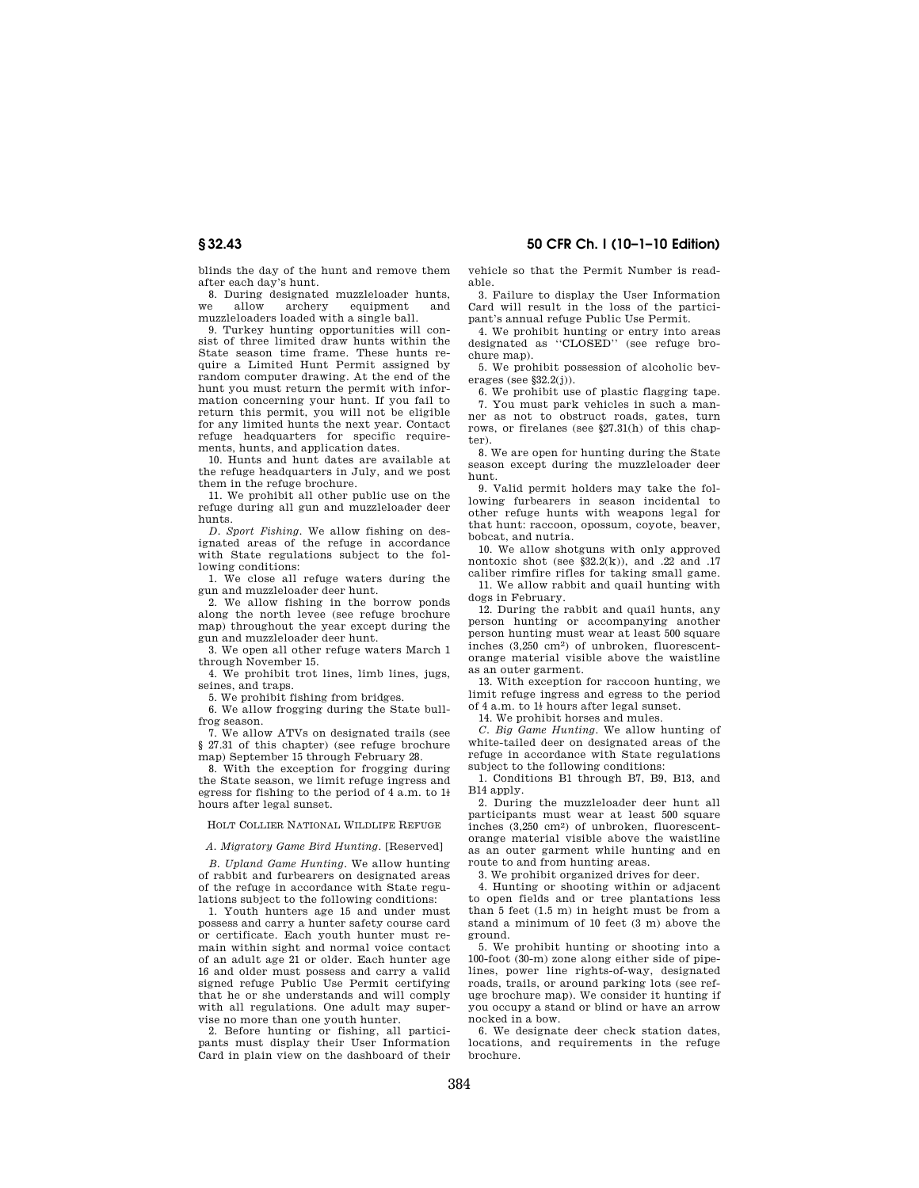blinds the day of the hunt and remove them after each day's hunt.

8. During designated muzzleloader hunts, we allow archery equipment and muzzleloaders loaded with a single ball.

9. Turkey hunting opportunities will consist of three limited draw hunts within the State season time frame. These hunts require a Limited Hunt Permit assigned by random computer drawing. At the end of the hunt you must return the permit with information concerning your hunt. If you fail to return this permit, you will not be eligible for any limited hunts the next year. Contact refuge headquarters for specific requirements, hunts, and application dates.

10. Hunts and hunt dates are available at the refuge headquarters in July, and we post them in the refuge brochure.

11. We prohibit all other public use on the refuge during all gun and muzzleloader deer hunts.

*D. Sport Fishing.* We allow fishing on designated areas of the refuge in accordance with State regulations subject to the following conditions:

1. We close all refuge waters during the gun and muzzleloader deer hunt.

2. We allow fishing in the borrow ponds along the north levee (see refuge brochure map) throughout the year except during the gun and muzzleloader deer hunt.

3. We open all other refuge waters March 1 through November 15.

4. We prohibit trot lines, limb lines, jugs, seines, and traps.

5. We prohibit fishing from bridges.

6. We allow frogging during the State bullfrog season.

7. We allow ATVs on designated trails (see § 27.31 of this chapter) (see refuge brochure map) September 15 through February 28.

8. With the exception for frogging during the State season, we limit refuge ingress and egress for fishing to the period of 4 a.m. to 1½ hours after legal sunset.

HOLT COLLIER NATIONAL WILDLIFE REFUGE

*A. Migratory Game Bird Hunting.* [Reserved]

*B. Upland Game Hunting.* We allow hunting of rabbit and furbearers on designated areas of the refuge in accordance with State regulations subject to the following conditions:

1. Youth hunters age 15 and under must possess and carry a hunter safety course card or certificate. Each youth hunter must remain within sight and normal voice contact of an adult age 21 or older. Each hunter age 16 and older must possess and carry a valid signed refuge Public Use Permit certifying that he or she understands and will comply with all regulations. One adult may supervise no more than one youth hunter.

2. Before hunting or fishing, all participants must display their User Information Card in plain view on the dashboard of their vehicle so that the Permit Number is readable.

3. Failure to display the User Information Card will result in the loss of the participant's annual refuge Public Use Permit.

4. We prohibit hunting or entry into areas designated as ''CLOSED'' (see refuge brochure map).

5. We prohibit possession of alcoholic beverages (see §32.2(j)).

6. We prohibit use of plastic flagging tape.

7. You must park vehicles in such a manner as not to obstruct roads, gates, turn rows, or firelanes (see §27.31(h) of this chapter).

8. We are open for hunting during the State season except during the muzzleloader deer hunt.

9. Valid permit holders may take the following furbearers in season incidental to other refuge hunts with weapons legal for that hunt: raccoon, opossum, coyote, beaver, bobcat, and nutria.

10. We allow shotguns with only approved nontoxic shot (see §32.2(k)), and .22 and .17 caliber rimfire rifles for taking small game.

11. We allow rabbit and quail hunting with dogs in February.

12. During the rabbit and quail hunts, any person hunting or accompanying another person hunting must wear at least 500 square inches (3,250 cm$^2$) of unbroken, fluorescent-orange material visible above the waistline as an outer garment.

13. With exception for raccoon hunting, we limit refuge ingress and egress to the period of 4 a.m. to 1½ hours after legal sunset.

14. We prohibit horses and mules.

*C. Big Game Hunting.* We allow hunting of white-tailed deer on designated areas of the refuge in accordance with State regulations subject to the following conditions:

1. Conditions B1 through B7, B9, B13, and B14 apply.

2. During the muzzleloader deer hunt all participants must wear at least 500 square inches (3,250 cm$^2$) of unbroken, fluorescent-orange material visible above the waistline as an outer garment while hunting and en route to and from hunting areas.

3. We prohibit organized drives for deer.

4. Hunting or shooting within or adjacent to open fields and or tree plantations less than 5 feet (1.5 m) in height must be from a stand a minimum of 10 feet (3 m) above the ground.

5. We prohibit hunting or shooting into a 100-foot (30-m) zone along either side of pipelines, power line rights-of-way, designated roads, trails, or around parking lots (see refuge brochure map). We consider it hunting if you occupy a stand or blind or have an arrow nocked in a bow.

6. We designate deer check station dates, locations, and requirements in the refuge brochure.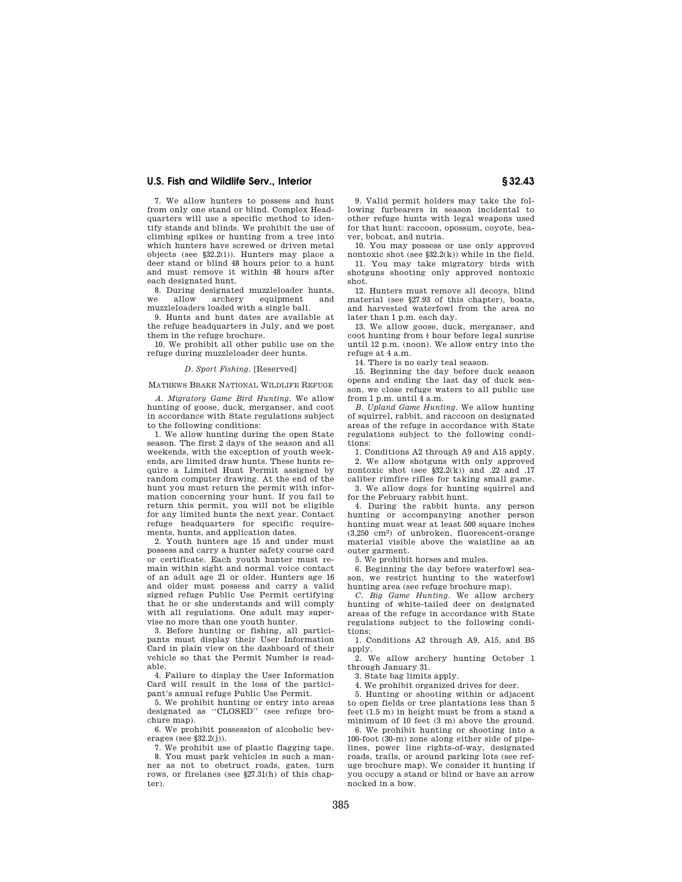7. We allow hunters to possess and hunt from only one stand or blind. Complex Headquarters will use a specific method to identify stands and blinds. We prohibit the use of climbing spikes or hunting from a tree into which hunters have screwed or driven metal objects (see §32.2(i)). Hunters may place a deer stand or blind 48 hours prior to a hunt and must remove it within 48 hours after each designated hunt.

8. During designated muzzleloader hunts, we allow archery equipment and muzzleloaders loaded with a single ball.

9. Hunts and hunt dates are available at the refuge headquarters in July, and we post them in the refuge brochure.

10. We prohibit all other public use on the refuge during muzzleloader deer hunts.

*D. Sport Fishing.* [Reserved]

MATHEWS BRAKE NATIONAL WILDLIFE REFUGE

*A. Migratory Game Bird Hunting.* We allow hunting of goose, duck, merganser, and coot in accordance with State regulations subject to the following conditions:

1. We allow hunting during the open State season. The first 2 days of the season and all weekends, with the exception of youth weekends, are limited draw hunts. These hunts require a Limited Hunt Permit assigned by random computer drawing. At the end of the hunt you must return the permit with information concerning your hunt. If you fail to return this permit, you will not be eligible for any limited hunts the next year. Contact refuge headquarters for specific requirements, hunts, and application dates.

2. Youth hunters age 15 and under must possess and carry a hunter safety course card or certificate. Each youth hunter must remain within sight and normal voice contact of an adult age 21 or older. Hunters age 16 and older must possess and carry a valid signed refuge Public Use Permit certifying that he or she understands and will comply with all regulations. One adult may supervise no more than one youth hunter.

3. Before hunting or fishing, all participants must display their User Information Card in plain view on the dashboard of their vehicle so that the Permit Number is readable.

4. Failure to display the User Information Card will result in the loss of the participant's annual refuge Public Use Permit.

5. We prohibit hunting or entry into areas designated as ''CLOSED'' (see refuge brochure map).

6. We prohibit possession of alcoholic beverages (see §32.2(j)).

7. We prohibit use of plastic flagging tape.

8. You must park vehicles in such a manner as not to obstruct roads, gates, turn rows, or firelanes (see §27.31(h) of this chapter).

9. Valid permit holders may take the following furbearers in season incidental to other refuge hunts with legal weapons used for that hunt: raccoon, opossum, coyote, beaver, bobcat, and nutria.

10. You may possess or use only approved nontoxic shot (see §32.2(k)) while in the field.

11. You may take migratory birds with shotguns shooting only approved nontoxic shot.

12. Hunters must remove all decoys, blind material (see §27.93 of this chapter), boats, and harvested waterfowl from the area no later than 1 p.m. each day.

13. We allow goose, duck, merganser, and coot hunting from ½ hour before legal sunrise until 12 p.m. (noon). We allow entry into the refuge at 4 a.m.

14. There is no early teal season.

15. Beginning the day before duck season opens and ending the last day of duck season, we close refuge waters to all public use from 1 p.m. until 4 a.m.

*B. Upland Game Hunting.* We allow hunting of squirrel, rabbit, and raccoon on designated areas of the refuge in accordance with State regulations subject to the following conditions:

1. Conditions A2 through A9 and A15 apply.

2. We allow shotguns with only approved nontoxic shot (see §32.2(k)) and .22 and .17 caliber rimfire rifles for taking small game.

3. We allow dogs for hunting squirrel and for the February rabbit hunt.

4. During the rabbit hunts, any person hunting or accompanying another person hunting must wear at least 500 square inches (3,250 $cm^2$) of unbroken, fluorescent-orange material visible above the waistline as an outer garment.

5. We prohibit horses and mules.

6. Beginning the day before waterfowl season, we restrict hunting to the waterfowl hunting area (see refuge brochure map).

*C. Big Game Hunting.* We allow archery hunting of white-tailed deer on designated areas of the refuge in accordance with State regulations subject to the following conditions:

1. Conditions A2 through A9, A15, and B5 apply.

2. We allow archery hunting October 1 through January 31.

3. State bag limits apply.

4. We prohibit organized drives for deer.

5. Hunting or shooting within or adjacent to open fields or tree plantations less than 5 feet (1.5 m) in height must be from a stand a minimum of 10 feet (3 m) above the ground.

6. We prohibit hunting or shooting into a 100-foot (30-m) zone along either side of pipelines, power line rights-of-way, designated roads, trails, or around parking lots (see refuge brochure map). We consider it hunting if you occupy a stand or blind or have an arrow nocked in a bow.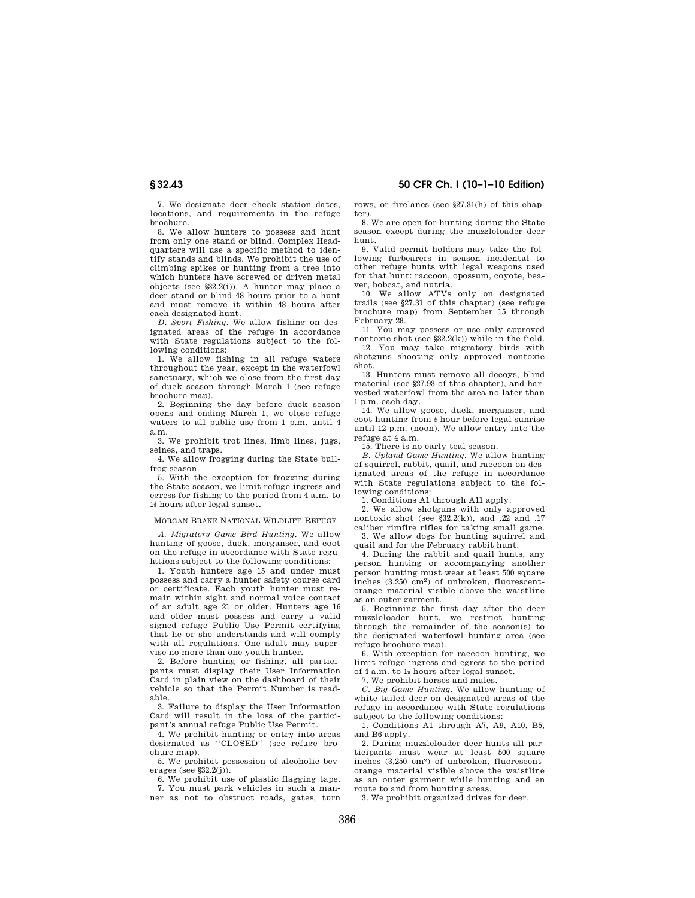7. We designate deer check station dates, locations, and requirements in the refuge brochure.

8. We allow hunters to possess and hunt from only one stand or blind. Complex Headquarters will use a specific method to identify stands and blinds. We prohibit the use of climbing spikes or hunting from a tree into which hunters have screwed or driven metal objects (see §32.2(i)). A hunter may place a deer stand or blind 48 hours prior to a hunt and must remove it within 48 hours after each designated hunt.

*D. Sport Fishing.* We allow fishing on designated areas of the refuge in accordance with State regulations subject to the following conditions:

1. We allow fishing in all refuge waters throughout the year, except in the waterfowl sanctuary, which we close from the first day of duck season through March 1 (see refuge brochure map).

2. Beginning the day before duck season opens and ending March 1, we close refuge waters to all public use from 1 p.m. until 4 a.m.

3. We prohibit trot lines, limb lines, jugs, seines, and traps.

4. We allow frogging during the State bullfrog season.

5. With the exception for frogging during the State season, we limit refuge ingress and egress for fishing to the period from 4 a.m. to 1½ hours after legal sunset.

MORGAN BRAKE NATIONAL WILDLIFE REFUGE

*A. Migratory Game Bird Hunting.* We allow hunting of goose, duck, merganser, and coot on the refuge in accordance with State regulations subject to the following conditions:

1. Youth hunters age 15 and under must possess and carry a hunter safety course card or certificate. Each youth hunter must remain within sight and normal voice contact of an adult age 21 or older. Hunters age 16 and older must possess and carry a valid signed refuge Public Use Permit certifying that he or she understands and will comply with all regulations. One adult may supervise no more than one youth hunter.

2. Before hunting or fishing, all participants must display their User Information Card in plain view on the dashboard of their vehicle so that the Permit Number is readable.

3. Failure to display the User Information Card will result in the loss of the participant's annual refuge Public Use Permit.

4. We prohibit hunting or entry into areas designated as ''CLOSED'' (see refuge brochure map).

5. We prohibit possession of alcoholic beverages (see §32.2(j)).

6. We prohibit use of plastic flagging tape.

7. You must park vehicles in such a manner as not to obstruct roads, gates, turn rows, or firelanes (see §27.31(h) of this chapter).

8. We are open for hunting during the State season except during the muzzleloader deer hunt.

9. Valid permit holders may take the following furbearers in season incidental to other refuge hunts with legal weapons used for that hunt: raccoon, opossum, coyote, beaver, bobcat, and nutria.

10. We allow ATVs only on designated trails (see §27.31 of this chapter) (see refuge brochure map) from September 15 through February 28.

11. You may possess or use only approved nontoxic shot (see §32.2(k)) while in the field.

12. You may take migratory birds with shotguns shooting only approved nontoxic shot.

13. Hunters must remove all decoys, blind material (see §27.93 of this chapter), and harvested waterfowl from the area no later than 1 p.m. each day.

14. We allow goose, duck, merganser, and coot hunting from ½ hour before legal sunrise until 12 p.m. (noon). We allow entry into the refuge at 4 a.m.

15. There is no early teal season.

*B. Upland Game Hunting.* We allow hunting of squirrel, rabbit, quail, and raccoon on designated areas of the refuge in accordance with State regulations subject to the following conditions:

1. Conditions A1 through A11 apply.

2. We allow shotguns with only approved nontoxic shot (see §32.2(k)), and .22 and .17 caliber rimfire rifles for taking small game.

3. We allow dogs for hunting squirrel and quail and for the February rabbit hunt.

4. During the rabbit and quail hunts, any person hunting or accompanying another person hunting must wear at least 500 square inches (3,250 cm$^2$) of unbroken, fluorescent-orange material visible above the waistline as an outer garment.

5. Beginning the first day after the deer muzzleloader hunt, we restrict hunting through the remainder of the season(s) to the designated waterfowl hunting area (see refuge brochure map).

6. With exception for raccoon hunting, we limit refuge ingress and egress to the period of 4 a.m. to 1½ hours after legal sunset.

7. We prohibit horses and mules.

*C. Big Game Hunting.* We allow hunting of white-tailed deer on designated areas of the refuge in accordance with State regulations subject to the following conditions:

1. Conditions A1 through A7, A9, A10, B5, and B6 apply.

2. During muzzleloader deer hunts all participants must wear at least 500 square inches (3,250 cm$^2$) of unbroken, fluorescent-orange material visible above the waistline as an outer garment while hunting and en route to and from hunting areas.

3. We prohibit organized drives for deer.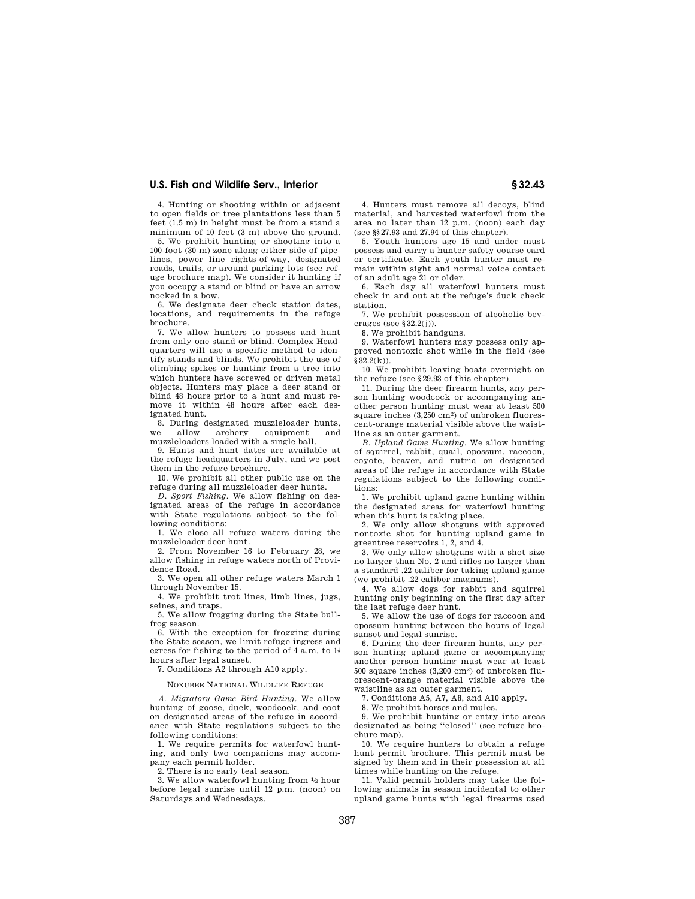4. Hunting or shooting within or adjacent to open fields or tree plantations less than 5 feet (1.5 m) in height must be from a stand a minimum of 10 feet (3 m) above the ground.

5. We prohibit hunting or shooting into a 100-foot (30-m) zone along either side of pipelines, power line rights-of-way, designated roads, trails, or around parking lots (see refuge brochure map). We consider it hunting if you occupy a stand or blind or have an arrow nocked in a bow.

6. We designate deer check station dates, locations, and requirements in the refuge brochure.

7. We allow hunters to possess and hunt from only one stand or blind. Complex Headquarters will use a specific method to identify stands and blinds. We prohibit the use of climbing spikes or hunting from a tree into which hunters have screwed or driven metal objects. Hunters may place a deer stand or blind 48 hours prior to a hunt and must remove it within 48 hours after each designated hunt.

8. During designated muzzleloader hunts, we allow archery equipment and muzzleloaders loaded with a single ball.

9. Hunts and hunt dates are available at the refuge headquarters in July, and we post them in the refuge brochure.

10. We prohibit all other public use on the refuge during all muzzleloader deer hunts.

*D. Sport Fishing.* We allow fishing on designated areas of the refuge in accordance with State regulations subject to the following conditions:

1. We close all refuge waters during the muzzleloader deer hunt.

2. From November 16 to February 28, we allow fishing in refuge waters north of Providence Road.

3. We open all other refuge waters March 1 through November 15.

4. We prohibit trot lines, limb lines, jugs, seines, and traps.

5. We allow frogging during the State bullfrog season.

6. With the exception for frogging during the State season, we limit refuge ingress and egress for fishing to the period of 4 a.m. to 1½ hours after legal sunset.

7. Conditions A2 through A10 apply.

NOXUBEE NATIONAL WILDLIFE REFUGE

*A. Migratory Game Bird Hunting.* We allow hunting of goose, duck, woodcock, and coot on designated areas of the refuge in accordance with State regulations subject to the following conditions:

1. We require permits for waterfowl hunting, and only two companions may accompany each permit holder.

2. There is no early teal season.

3. We allow waterfowl hunting from ½ hour before legal sunrise until 12 p.m. (noon) on Saturdays and Wednesdays.

4. Hunters must remove all decoys, blind material, and harvested waterfowl from the area no later than 12 p.m. (noon) each day (see §§27.93 and 27.94 of this chapter).

5. Youth hunters age 15 and under must possess and carry a hunter safety course card or certificate. Each youth hunter must remain within sight and normal voice contact of an adult age 21 or older.

6. Each day all waterfowl hunters must check in and out at the refuge's duck check station.

7. We prohibit possession of alcoholic beverages (see §32.2(j)).

8. We prohibit handguns.

9. Waterfowl hunters may possess only approved nontoxic shot while in the field (see §32.2(k)).

10. We prohibit leaving boats overnight on the refuge (see §29.93 of this chapter).

11. During the deer firearm hunts, any person hunting woodcock or accompanying another person hunting must wear at least 500 square inches (3,250 cm²) of unbroken fluorescent-orange material visible above the waistline as an outer garment.

*B. Upland Game Hunting.* We allow hunting of squirrel, rabbit, quail, opossum, raccoon, coyote, beaver, and nutria on designated areas of the refuge in accordance with State regulations subject to the following conditions:

1. We prohibit upland game hunting within the designated areas for waterfowl hunting when this hunt is taking place.

2. We only allow shotguns with approved nontoxic shot for hunting upland game in greentree reservoirs 1, 2, and 4.

3. We only allow shotguns with a shot size no larger than No. 2 and rifles no larger than a standard .22 caliber for taking upland game (we prohibit .22 caliber magnums).

4. We allow dogs for rabbit and squirrel hunting only beginning on the first day after the last refuge deer hunt.

5. We allow the use of dogs for raccoon and opossum hunting between the hours of legal sunset and legal sunrise.

6. During the deer firearm hunts, any person hunting upland game or accompanying another person hunting must wear at least 500 square inches (3,200 cm²) of unbroken fluorescent-orange material visible above the waistline as an outer garment.

7. Conditions A5, A7, A8, and A10 apply.

8. We prohibit horses and mules.

9. We prohibit hunting or entry into areas designated as being ''closed'' (see refuge brochure map).

10. We require hunters to obtain a refuge hunt permit brochure. This permit must be signed by them and in their possession at all times while hunting on the refuge.

11. Valid permit holders may take the following animals in season incidental to other upland game hunts with legal firearms used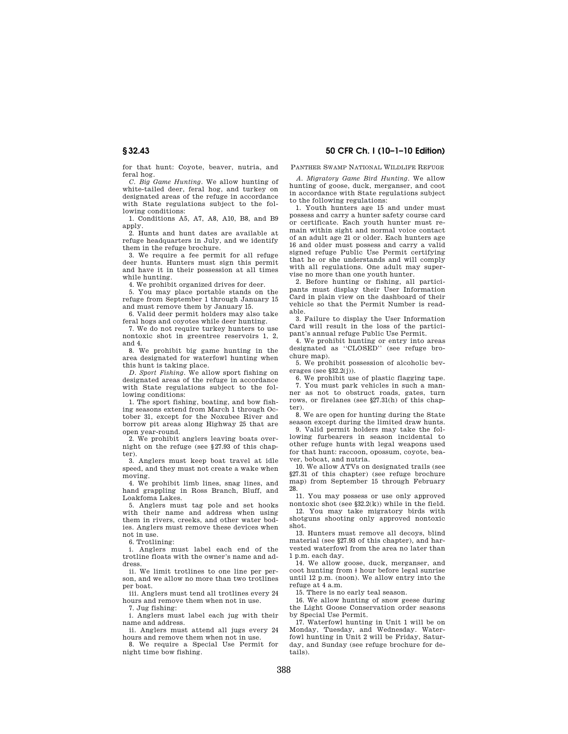for that hunt: Coyote, beaver, nutria, and feral hog.

*C. Big Game Hunting*. We allow hunting of white-tailed deer, feral hog, and turkey on designated areas of the refuge in accordance with State regulations subject to the following conditions:

1. Conditions A5, A7, A8, A10, B8, and B9 apply.

2. Hunts and hunt dates are available at refuge headquarters in July, and we identify them in the refuge brochure.

3. We require a fee permit for all refuge deer hunts. Hunters must sign this permit and have it in their possession at all times while hunting.

4. We prohibit organized drives for deer.

5. You may place portable stands on the refuge from September 1 through January 15 and must remove them by January 15.

6. Valid deer permit holders may also take feral hogs and coyotes while deer hunting.

7. We do not require turkey hunters to use nontoxic shot in greentree reservoirs 1, 2, and 4.

8. We prohibit big game hunting in the area designated for waterfowl hunting when this hunt is taking place.

*D. Sport Fishing*. We allow sport fishing on designated areas of the refuge in accordance with State regulations subject to the following conditions:

1. The sport fishing, boating, and bow fishing seasons extend from March 1 through October 31, except for the Noxubee River and borrow pit areas along Highway 25 that are open year-round.

2. We prohibit anglers leaving boats overnight on the refuge (see §27.93 of this chapter).

3. Anglers must keep boat travel at idle speed, and they must not create a wake when moving.

4. We prohibit limb lines, snag lines, and hand grappling in Ross Branch, Bluff, and Loakfoma Lakes.

5. Anglers must tag pole and set hooks with their name and address when using them in rivers, creeks, and other water bodies. Anglers must remove these devices when not in use.

6. Trotlining:

i. Anglers must label each end of the trotline floats with the owner's name and address.

ii. We limit trotlines to one line per person, and we allow no more than two trotlines per boat.

iii. Anglers must tend all trotlines every 24 hours and remove them when not in use.

7. Jug fishing:

i. Anglers must label each jug with their name and address.

ii. Anglers must attend all jugs every 24 hours and remove them when not in use.

8. We require a Special Use Permit for night time bow fishing.

PANTHER SWAMP NATIONAL WILDLIFE REFUGE

*A. Migratory Game Bird Hunting*. We allow hunting of goose, duck, merganser, and coot in accordance with State regulations subject to the following regulations:

1. Youth hunters age 15 and under must possess and carry a hunter safety course card or certificate. Each youth hunter must remain within sight and normal voice contact of an adult age 21 or older. Each hunters age 16 and older must possess and carry a valid signed refuge Public Use Permit certifying that he or she understands and will comply with all regulations. One adult may supervise no more than one youth hunter.

2. Before hunting or fishing, all participants must display their User Information Card in plain view on the dashboard of their vehicle so that the Permit Number is readable.

3. Failure to display the User Information Card will result in the loss of the participant's annual refuge Public Use Permit.

4. We prohibit hunting or entry into areas designated as "CLOSED" (see refuge brochure map).

5. We prohibit possession of alcoholic beverages (see §32.2(j)).

6. We prohibit use of plastic flagging tape.

7. You must park vehicles in such a manner as not to obstruct roads, gates, turn rows, or firelanes (see §27.31(h) of this chapter).

8. We are open for hunting during the State season except during the limited draw hunts.

9. Valid permit holders may take the following furbearers in season incidental to other refuge hunts with legal weapons used for that hunt: raccoon, opossum, coyote, beaver, bobcat, and nutria.

10. We allow ATVs on designated trails (see §27.31 of this chapter) (see refuge brochure map) from September 15 through February 28.

11. You may possess or use only approved nontoxic shot (see §32.2(k)) while in the field.

12. You may take migratory birds with shotguns shooting only approved nontoxic shot.

13. Hunters must remove all decoys, blind material (see §27.93 of this chapter), and harvested waterfowl from the area no later than 1 p.m. each day.

14. We allow goose, duck, merganser, and coot hunting from ½ hour before legal sunrise until 12 p.m. (noon). We allow entry into the refuge at 4 a.m.

15. There is no early teal season.

16. We allow hunting of snow geese during the Light Goose Conservation order seasons by Special Use Permit.

17. Waterfowl hunting in Unit 1 will be on Monday, Tuesday, and Wednesday. Waterfowl hunting in Unit 2 will be Friday, Saturday, and Sunday (see refuge brochure for details).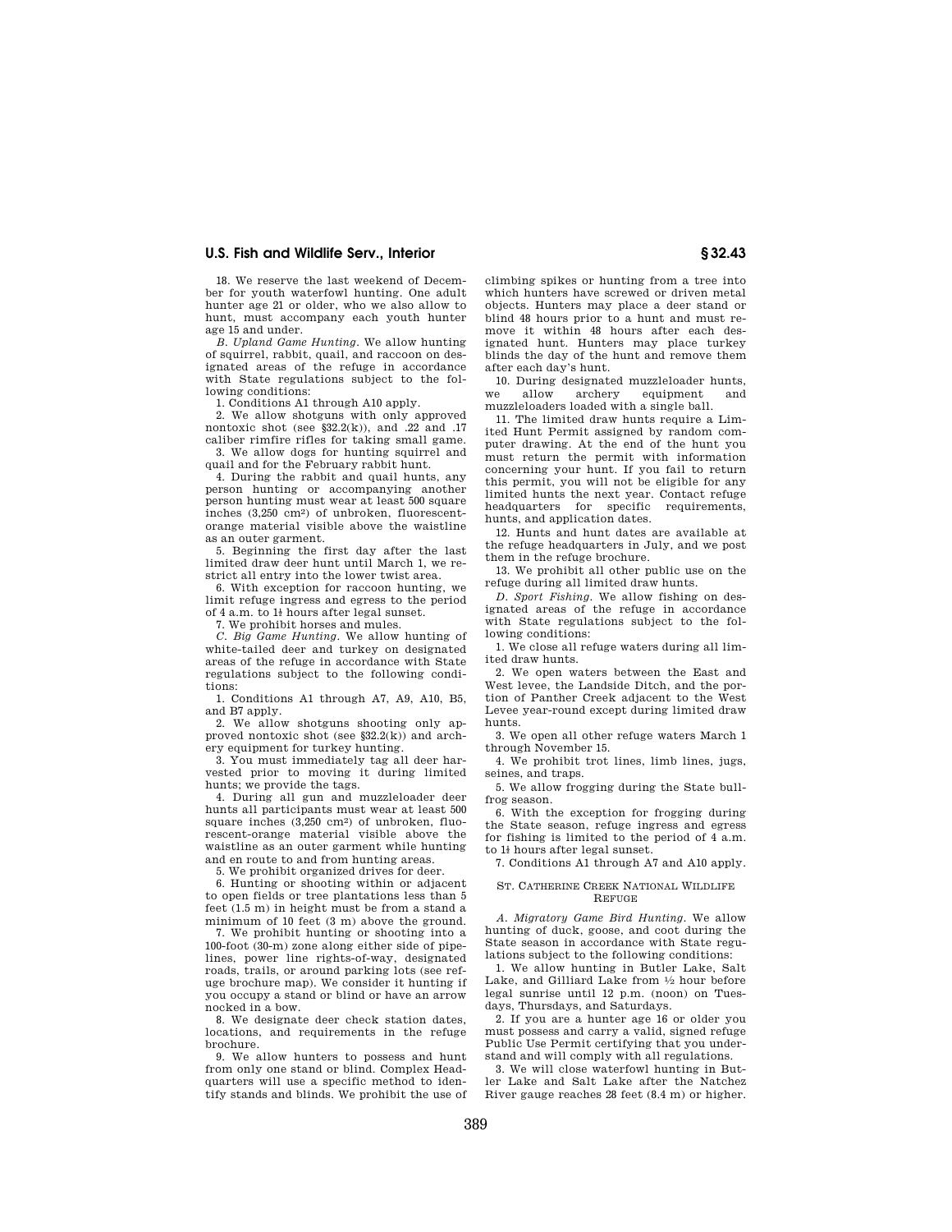18. We reserve the last weekend of December for youth waterfowl hunting. One adult hunter age 21 or older, who we also allow to hunt, must accompany each youth hunter age 15 and under.

*B. Upland Game Hunting.* We allow hunting of squirrel, rabbit, quail, and raccoon on designated areas of the refuge in accordance with State regulations subject to the following conditions:

1. Conditions A1 through A10 apply.

2. We allow shotguns with only approved nontoxic shot (see §32.2(k)), and .22 and .17 caliber rimfire rifles for taking small game.

3. We allow dogs for hunting squirrel and quail and for the February rabbit hunt.

4. During the rabbit and quail hunts, any person hunting or accompanying another person hunting must wear at least 500 square inches (3,250 cm²) of unbroken, fluorescent-orange material visible above the waistline as an outer garment.

5. Beginning the first day after the last limited draw deer hunt until March 1, we restrict all entry into the lower twist area.

6. With exception for raccoon hunting, we limit refuge ingress and egress to the period of 4 a.m. to 1½ hours after legal sunset.

7. We prohibit horses and mules.

*C. Big Game Hunting.* We allow hunting of white-tailed deer and turkey on designated areas of the refuge in accordance with State regulations subject to the following conditions:

1. Conditions A1 through A7, A9, A10, B5, and B7 apply.

2. We allow shotguns shooting only approved nontoxic shot (see §32.2(k)) and archery equipment for turkey hunting.

3. You must immediately tag all deer harvested prior to moving it during limited hunts; we provide the tags.

4. During all gun and muzzleloader deer hunts all participants must wear at least 500 square inches (3,250 cm²) of unbroken, fluorescent-orange material visible above the waistline as an outer garment while hunting and en route to and from hunting areas.

5. We prohibit organized drives for deer.

6. Hunting or shooting within or adjacent to open fields or tree plantations less than 5 feet (1.5 m) in height must be from a stand a minimum of 10 feet (3 m) above the ground.

7. We prohibit hunting or shooting into a 100-foot (30-m) zone along either side of pipelines, power line rights-of-way, designated roads, trails, or around parking lots (see refuge brochure map). We consider it hunting if you occupy a stand or blind or have an arrow nocked in a bow.

8. We designate deer check station dates, locations, and requirements in the refuge brochure.

9. We allow hunters to possess and hunt from only one stand or blind. Complex Headquarters will use a specific method to identify stands and blinds. We prohibit the use of climbing spikes or hunting from a tree into which hunters have screwed or driven metal objects. Hunters may place a deer stand or blind 48 hours prior to a hunt and must remove it within 48 hours after each designated hunt. Hunters may place turkey blinds the day of the hunt and remove them after each day's hunt.

10. During designated muzzleloader hunts, we allow archery equipment and muzzleloaders loaded with a single ball.

11. The limited draw hunts require a Limited Hunt Permit assigned by random computer drawing. At the end of the hunt you must return the permit with information concerning your hunt. If you fail to return this permit, you will not be eligible for any limited hunts the next year. Contact refuge headquarters for specific requirements, hunts, and application dates.

12. Hunts and hunt dates are available at the refuge headquarters in July, and we post them in the refuge brochure.

13. We prohibit all other public use on the refuge during all limited draw hunts.

*D. Sport Fishing.* We allow fishing on designated areas of the refuge in accordance with State regulations subject to the following conditions:

1. We close all refuge waters during all limited draw hunts.

2. We open waters between the East and West levee, the Landside Ditch, and the portion of Panther Creek adjacent to the West Levee year-round except during limited draw hunts.

3. We open all other refuge waters March 1 through November 15.

4. We prohibit trot lines, limb lines, jugs, seines, and traps.

5. We allow frogging during the State bullfrog season.

6. With the exception for frogging during the State season, refuge ingress and egress for fishing is limited to the period of 4 a.m. to 1½ hours after legal sunset.

7. Conditions A1 through A7 and A10 apply.

ST. CATHERINE CREEK NATIONAL WILDLIFE REFUGE

*A. Migratory Game Bird Hunting.* We allow hunting of duck, goose, and coot during the State season in accordance with State regulations subject to the following conditions:

1. We allow hunting in Butler Lake, Salt Lake, and Gilliard Lake from ½ hour before legal sunrise until 12 p.m. (noon) on Tuesdays, Thursdays, and Saturdays.

2. If you are a hunter age 16 or older you must possess and carry a valid, signed refuge Public Use Permit certifying that you understand and will comply with all regulations.

3. We will close waterfowl hunting in Butler Lake and Salt Lake after the Natchez River gauge reaches 28 feet (8.4 m) or higher.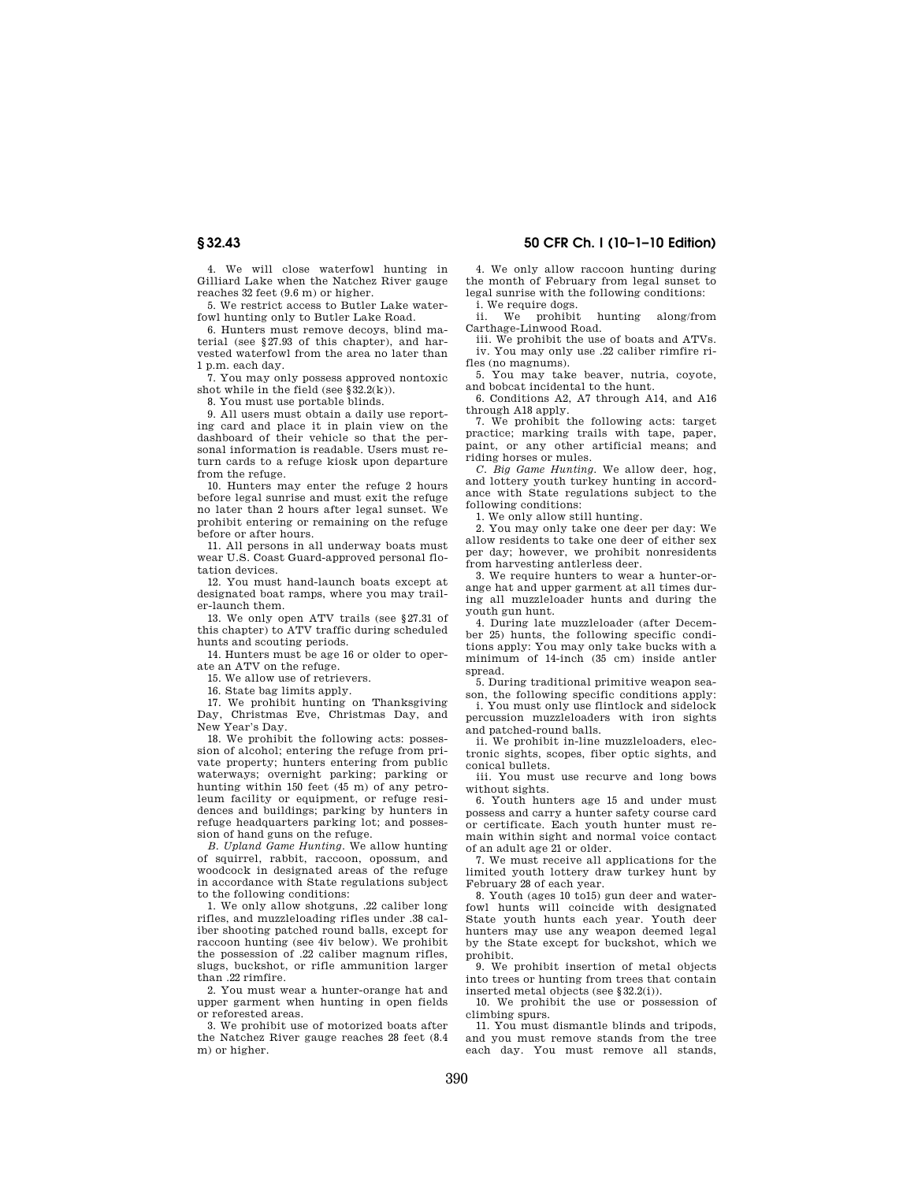4. We will close waterfowl hunting in Gilliard Lake when the Natchez River gauge reaches 32 feet (9.6 m) or higher.

5. We restrict access to Butler Lake waterfowl hunting only to Butler Lake Road.

6. Hunters must remove decoys, blind material (see §27.93 of this chapter), and harvested waterfowl from the area no later than 1 p.m. each day.

7. You may only possess approved nontoxic shot while in the field (see §32.2(k)).

8. You must use portable blinds.

9. All users must obtain a daily use reporting card and place it in plain view on the dashboard of their vehicle so that the personal information is readable. Users must return cards to a refuge kiosk upon departure from the refuge.

10. Hunters may enter the refuge 2 hours before legal sunrise and must exit the refuge no later than 2 hours after legal sunset. We prohibit entering or remaining on the refuge before or after hours.

11. All persons in all underway boats must wear U.S. Coast Guard-approved personal flotation devices.

12. You must hand-launch boats except at designated boat ramps, where you may trailer-launch them.

13. We only open ATV trails (see §27.31 of this chapter) to ATV traffic during scheduled hunts and scouting periods.

14. Hunters must be age 16 or older to operate an ATV on the refuge.

15. We allow use of retrievers.

16. State bag limits apply.

17. We prohibit hunting on Thanksgiving Day, Christmas Eve, Christmas Day, and New Year's Day.

18. We prohibit the following acts: possession of alcohol; entering the refuge from private property; hunters entering from public waterways; overnight parking; parking or hunting within 150 feet (45 m) of any petroleum facility or equipment, or refuge residences and buildings; parking by hunters in refuge headquarters parking lot; and possession of hand guns on the refuge.

*B. Upland Game Hunting.* We allow hunting of squirrel, rabbit, raccoon, opossum, and woodcock in designated areas of the refuge in accordance with State regulations subject to the following conditions:

1. We only allow shotguns, .22 caliber long rifles, and muzzleloading rifles under .38 caliber shooting patched round balls, except for raccoon hunting (see 4iv below). We prohibit the possession of .22 caliber magnum rifles, slugs, buckshot, or rifle ammunition larger than .22 rimfire.

2. You must wear a hunter-orange hat and upper garment when hunting in open fields or reforested areas.

3. We prohibit use of motorized boats after the Natchez River gauge reaches 28 feet (8.4 m) or higher.

4. We only allow raccoon hunting during the month of February from legal sunset to legal sunrise with the following conditions:

i. We require dogs.

ii. We prohibit hunting along/from Carthage-Linwood Road.

iii. We prohibit the use of boats and ATVs.

iv. You may only use .22 caliber rimfire rifles (no magnums).

5. You may take beaver, nutria, coyote, and bobcat incidental to the hunt.

6. Conditions A2, A7 through A14, and A16 through A18 apply.

7. We prohibit the following acts: target practice; marking trails with tape, paper, paint, or any other artificial means; and riding horses or mules.

*C. Big Game Hunting.* We allow deer, hog, and lottery youth turkey hunting in accordance with State regulations subject to the following conditions:

1. We only allow still hunting.

2. You may only take one deer per day: We allow residents to take one deer of either sex per day; however, we prohibit nonresidents from harvesting antlerless deer.

3. We require hunters to wear a hunter-orange hat and upper garment at all times during all muzzleloader hunts and during the youth gun hunt.

4. During late muzzleloader (after December 25) hunts, the following specific conditions apply: You may only take bucks with a minimum of 14-inch (35 cm) inside antler spread.

5. During traditional primitive weapon season, the following specific conditions apply:

i. You must only use flintlock and sidelock percussion muzzleloaders with iron sights and patched-round balls.

ii. We prohibit in-line muzzleloaders, electronic sights, scopes, fiber optic sights, and conical bullets.

iii. You must use recurve and long bows without sights.

6. Youth hunters age 15 and under must possess and carry a hunter safety course card or certificate. Each youth hunter must remain within sight and normal voice contact of an adult age 21 or older.

7. We must receive all applications for the limited youth lottery draw turkey hunt by February 28 of each year.

8. Youth (ages 10 to15) gun deer and waterfowl hunts will coincide with designated State youth hunts each year. Youth deer hunters may use any weapon deemed legal by the State except for buckshot, which we prohibit.

9. We prohibit insertion of metal objects into trees or hunting from trees that contain inserted metal objects (see §32.2(i)).

10. We prohibit the use or possession of climbing spurs.

11. You must dismantle blinds and tripods, and you must remove stands from the tree each day. You must remove all stands,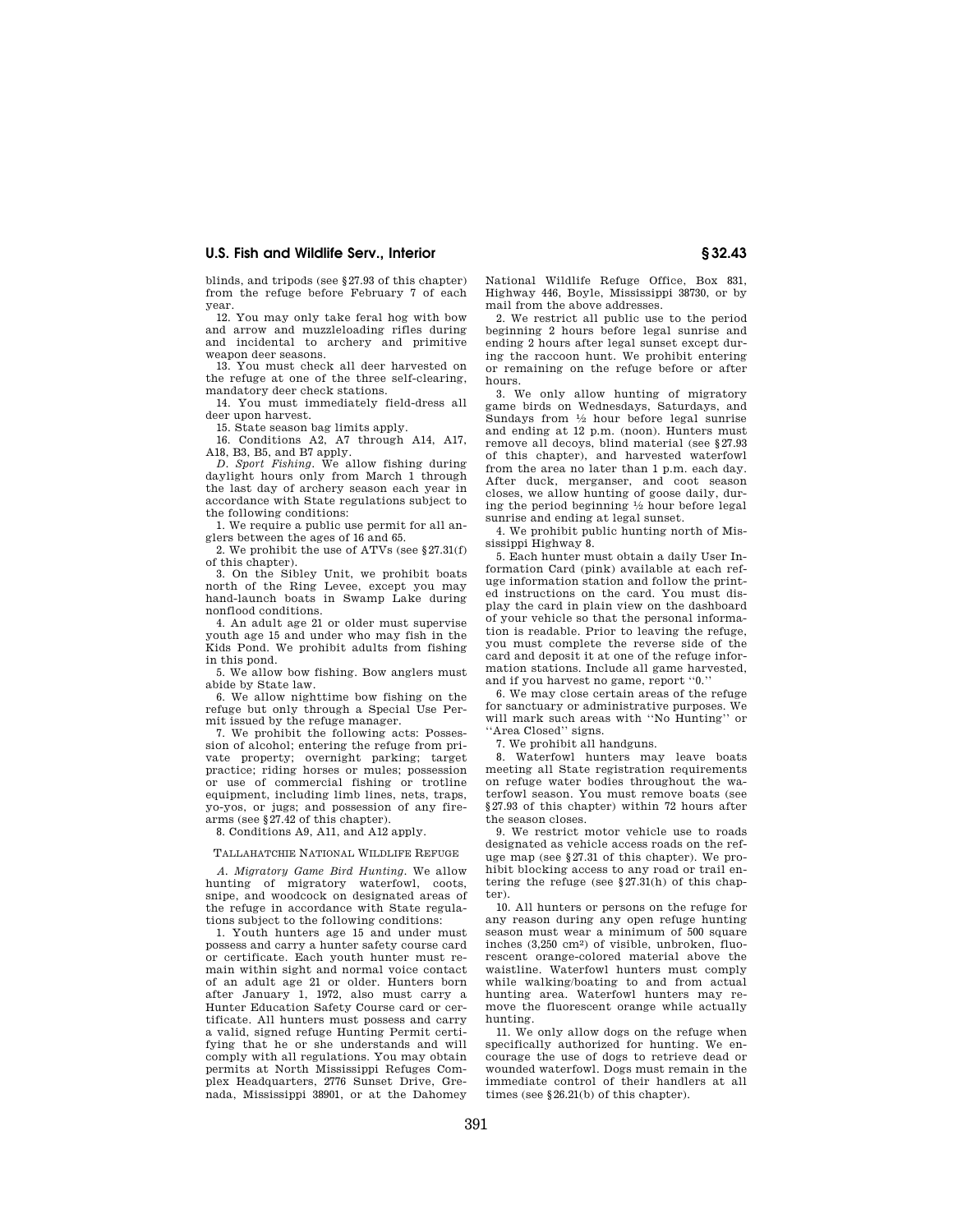blinds, and tripods (see §27.93 of this chapter) from the refuge before February 7 of each year.

12. You may only take feral hog with bow and arrow and muzzleloading rifles during and incidental to archery and primitive weapon deer seasons.

13. You must check all deer harvested on the refuge at one of the three self-clearing, mandatory deer check stations.

14. You must immediately field-dress all deer upon harvest.

15. State season bag limits apply.

16. Conditions A2, A7 through A14, A17, A18, B3, B5, and B7 apply.

*D. Sport Fishing.* We allow fishing during daylight hours only from March 1 through the last day of archery season each year in accordance with State regulations subject to the following conditions:

1. We require a public use permit for all anglers between the ages of 16 and 65.

2. We prohibit the use of ATVs (see §27.31(f) of this chapter).

3. On the Sibley Unit, we prohibit boats north of the Ring Levee, except you may hand-launch boats in Swamp Lake during nonflood conditions.

4. An adult age 21 or older must supervise youth age 15 and under who may fish in the Kids Pond. We prohibit adults from fishing in this pond.

5. We allow bow fishing. Bow anglers must abide by State law.

6. We allow nighttime bow fishing on the refuge but only through a Special Use Permit issued by the refuge manager.

7. We prohibit the following acts: Possession of alcohol; entering the refuge from private property; overnight parking; target practice; riding horses or mules; possession or use of commercial fishing or trotline equipment, including limb lines, nets, traps, yo-yos, or jugs; and possession of any firearms (see §27.42 of this chapter).

8. Conditions A9, A11, and A12 apply.

TALLAHATCHIE NATIONAL WILDLIFE REFUGE

*A. Migratory Game Bird Hunting.* We allow hunting of migratory waterfowl, coots, snipe, and woodcock on designated areas of the refuge in accordance with State regulations subject to the following conditions:

1. Youth hunters age 15 and under must possess and carry a hunter safety course card or certificate. Each youth hunter must remain within sight and normal voice contact of an adult age 21 or older. Hunters born after January 1, 1972, also must carry a Hunter Education Safety Course card or certificate. All hunters must possess and carry a valid, signed refuge Hunting Permit certifying that he or she understands and will comply with all regulations. You may obtain permits at North Mississippi Refuges Complex Headquarters, 2776 Sunset Drive, Grenada, Mississippi 38901, or at the Dahomey National Wildlife Refuge Office, Box 831, Highway 446, Boyle, Mississippi 38730, or by mail from the above addresses.

2. We restrict all public use to the period beginning 2 hours before legal sunrise and ending 2 hours after legal sunset except during the raccoon hunt. We prohibit entering or remaining on the refuge before or after hours.

3. We only allow hunting of migratory game birds on Wednesdays, Saturdays, and Sundays from ½ hour before legal sunrise and ending at 12 p.m. (noon). Hunters must remove all decoys, blind material (see §27.93 of this chapter), and harvested waterfowl from the area no later than 1 p.m. each day. After duck, merganser, and coot season closes, we allow hunting of goose daily, during the period beginning ½ hour before legal sunrise and ending at legal sunset.

4. We prohibit public hunting north of Mississippi Highway 8.

5. Each hunter must obtain a daily User Information Card (pink) available at each refuge information station and follow the printed instructions on the card. You must display the card in plain view on the dashboard of your vehicle so that the personal information is readable. Prior to leaving the refuge, you must complete the reverse side of the card and deposit it at one of the refuge information stations. Include all game harvested, and if you harvest no game, report ''0.''

6. We may close certain areas of the refuge for sanctuary or administrative purposes. We will mark such areas with ''No Hunting'' or ''Area Closed'' signs.

7. We prohibit all handguns.

8. Waterfowl hunters may leave boats meeting all State registration requirements on refuge water bodies throughout the waterfowl season. You must remove boats (see §27.93 of this chapter) within 72 hours after the season closes.

9. We restrict motor vehicle use to roads designated as vehicle access roads on the refuge map (see §27.31 of this chapter). We prohibit blocking access to any road or trail entering the refuge (see §27.31(h) of this chapter).

10. All hunters or persons on the refuge for any reason during any open refuge hunting season must wear a minimum of 500 square inches (3,250 cm$^2$) of visible, unbroken, fluorescent orange-colored material above the waistline. Waterfowl hunters must comply while walking/boating to and from actual hunting area. Waterfowl hunters may remove the fluorescent orange while actually hunting.

11. We only allow dogs on the refuge when specifically authorized for hunting. We encourage the use of dogs to retrieve dead or wounded waterfowl. Dogs must remain in the immediate control of their handlers at all times (see §26.21(b) of this chapter).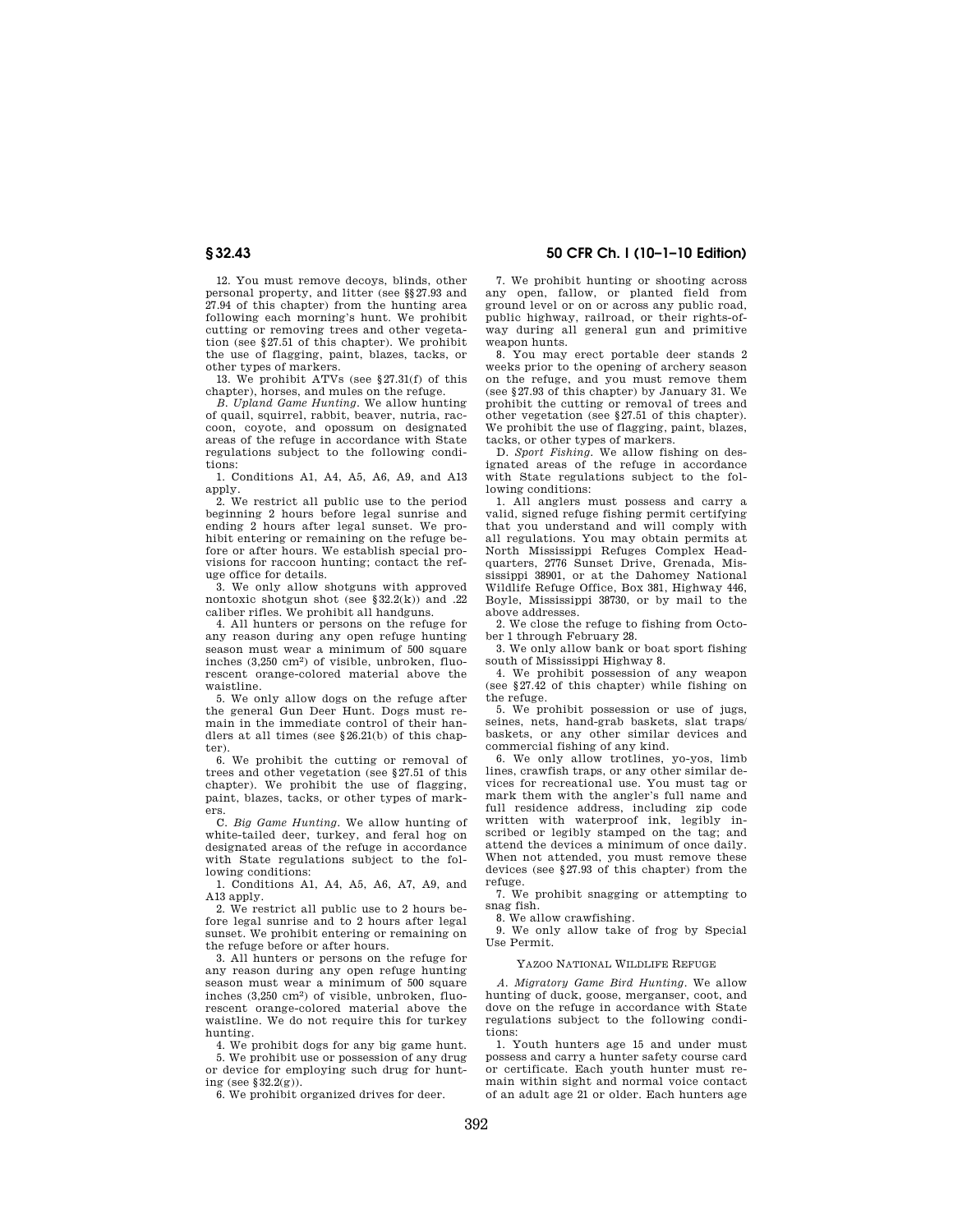12. You must remove decoys, blinds, other personal property, and litter (see §§27.93 and 27.94 of this chapter) from the hunting area following each morning's hunt. We prohibit cutting or removing trees and other vegetation (see §27.51 of this chapter). We prohibit the use of flagging, paint, blazes, tacks, or other types of markers.

13. We prohibit ATVs (see §27.31(f) of this chapter), horses, and mules on the refuge.

*B. Upland Game Hunting.* We allow hunting of quail, squirrel, rabbit, beaver, nutria, raccoon, coyote, and opossum on designated areas of the refuge in accordance with State regulations subject to the following conditions:

1. Conditions A1, A4, A5, A6, A9, and A13 apply.

2. We restrict all public use to the period beginning 2 hours before legal sunrise and ending 2 hours after legal sunset. We prohibit entering or remaining on the refuge before or after hours. We establish special provisions for raccoon hunting; contact the refuge office for details.

3. We only allow shotguns with approved nontoxic shotgun shot (see §32.2(k)) and .22 caliber rifles. We prohibit all handguns.

4. All hunters or persons on the refuge for any reason during any open refuge hunting season must wear a minimum of 500 square inches (3,250 cm$^2$) of visible, unbroken, fluorescent orange-colored material above the waistline.

5. We only allow dogs on the refuge after the general Gun Deer Hunt. Dogs must remain in the immediate control of their handlers at all times (see §26.21(b) of this chapter).

6. We prohibit the cutting or removal of trees and other vegetation (see §27.51 of this chapter). We prohibit the use of flagging, paint, blazes, tacks, or other types of markers.

*C. Big Game Hunting.* We allow hunting of white-tailed deer, turkey, and feral hog on designated areas of the refuge in accordance with State regulations subject to the following conditions:

1. Conditions A1, A4, A5, A6, A7, A9, and A13 apply.

2. We restrict all public use to 2 hours before legal sunrise and to 2 hours after legal sunset. We prohibit entering or remaining on the refuge before or after hours.

3. All hunters or persons on the refuge for any reason during any open refuge hunting season must wear a minimum of 500 square inches (3,250 cm$^2$) of visible, unbroken, fluorescent orange-colored material above the waistline. We do not require this for turkey hunting.

4. We prohibit dogs for any big game hunt.

5. We prohibit use or possession of any drug or device for employing such drug for hunting (see §32.2(g)).

6. We prohibit organized drives for deer.

7. We prohibit hunting or shooting across any open, fallow, or planted field from ground level or on or across any public road, public highway, railroad, or their rights-of-way during all general gun and primitive weapon hunts.

8. You may erect portable deer stands 2 weeks prior to the opening of archery season on the refuge, and you must remove them (see §27.93 of this chapter) by January 31. We prohibit the cutting or removal of trees and other vegetation (see §27.51 of this chapter). We prohibit the use of flagging, paint, blazes, tacks, or other types of markers.

*D. Sport Fishing.* We allow fishing on designated areas of the refuge in accordance with State regulations subject to the following conditions:

1. All anglers must possess and carry a valid, signed refuge fishing permit certifying that you understand and will comply with all regulations. You may obtain permits at North Mississippi Refuges Complex Headquarters, 2776 Sunset Drive, Grenada, Mississippi 38901, or at the Dahomey National Wildlife Refuge Office, Box 381, Highway 446, Boyle, Mississippi 38730, or by mail to the above addresses.

2. We close the refuge to fishing from October 1 through February 28.

3. We only allow bank or boat sport fishing south of Mississippi Highway 8.

4. We prohibit possession of any weapon (see §27.42 of this chapter) while fishing on the refuge.

5. We prohibit possession or use of jugs, seines, nets, hand-grab baskets, slat traps/baskets, or any other similar devices and commercial fishing of any kind.

6. We only allow trotlines, yo-yos, limb lines, crawfish traps, or any other similar devices for recreational use. You must tag or mark them with the angler's full name and full residence address, including zip code written with waterproof ink, legibly inscribed or legibly stamped on the tag; and attend the devices a minimum of once daily. When not attended, you must remove these devices (see §27.93 of this chapter) from the refuge.

7. We prohibit snagging or attempting to snag fish.

8. We allow crawfishing.

9. We only allow take of frog by Special Use Permit.

### Yazoo National Wildlife Refuge

*A. Migratory Game Bird Hunting.* We allow hunting of duck, goose, merganser, coot, and dove on the refuge in accordance with State regulations subject to the following conditions:

1. Youth hunters age 15 and under must possess and carry a hunter safety course card or certificate. Each youth hunter must remain within sight and normal voice contact of an adult age 21 or older. Each hunters age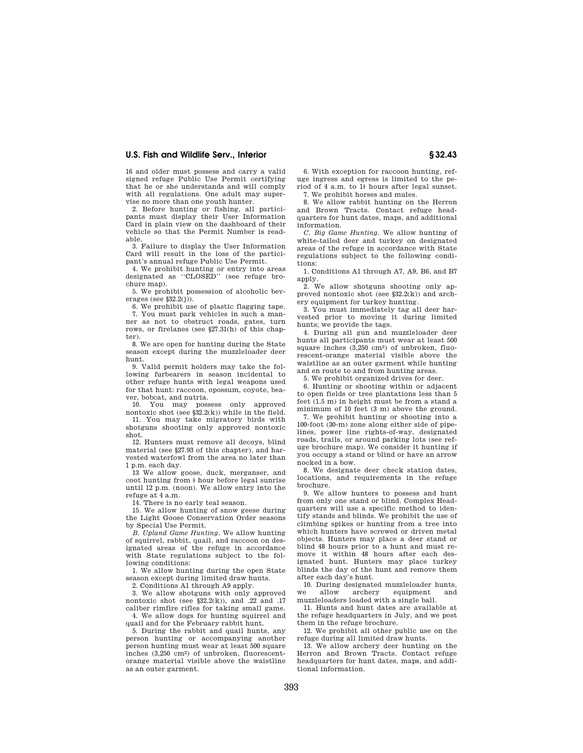16 and older must possess and carry a valid signed refuge Public Use Permit certifying that he or she understands and will comply with all regulations. One adult may supervise no more than one youth hunter.

2. Before hunting or fishing, all participants must display their User Information Card in plain view on the dashboard of their vehicle so that the Permit Number is readable.

3. Failure to display the User Information Card will result in the loss of the participant's annual refuge Public Use Permit.

4. We prohibit hunting or entry into areas designated as ''CLOSED'' (see refuge brochure map).

5. We prohibit possession of alcoholic beverages (see §32.2(j)).

6. We prohibit use of plastic flagging tape.

7. You must park vehicles in such a manner as not to obstruct roads, gates, turn rows, or firelanes (see §27.31(h) of this chapter).

8. We are open for hunting during the State season except during the muzzleloader deer hunt.

9. Valid permit holders may take the following furbearers in season incidental to other refuge hunts with legal weapons used for that hunt: raccoon, opossum, coyote, beaver, bobcat, and nutria.

10. You may possess only approved nontoxic shot (see §32.2(k)) while in the field.

11. You may take migratory birds with shotguns shooting only approved nontoxic shot.

12. Hunters must remove all decoys, blind material (see §27.93 of this chapter), and harvested waterfowl from the area no later than 1 p.m. each day.

13 We allow goose, duck, merganser, and coot hunting from ½ hour before legal sunrise until 12 p.m. (noon). We allow entry into the refuge at 4 a.m.

14. There is no early teal season.

15. We allow hunting of snow geese during the Light Goose Conservation Order seasons by Special Use Permit.

*B. Upland Game Hunting.* We allow hunting of squirrel, rabbit, quail, and raccoon on designated areas of the refuge in accordance with State regulations subject to the following conditions:

1. We allow hunting during the open State season except during limited draw hunts.

2. Conditions A1 through A9 apply.

3. We allow shotguns with only approved nontoxic shot (see §32.2(k)), and .22 and .17 caliber rimfire rifles for taking small game.

4. We allow dogs for hunting squirrel and quail and for the February rabbit hunt.

5. During the rabbit and quail hunts, any person hunting or accompanying another person hunting must wear at least 500 square inches (3,250 cm²) of unbroken, fluorescent-orange material visible above the waistline as an outer garment.

6. With exception for raccoon hunting, refuge ingress and egress is limited to the period of 4 a.m. to 1½ hours after legal sunset.

7. We prohibit horses and mules.

8. We allow rabbit hunting on the Herron and Brown Tracts. Contact refuge headquarters for hunt dates, maps, and additional information.

*C. Big Game Hunting.* We allow hunting of white-tailed deer and turkey on designated areas of the refuge in accordance with State regulations subject to the following conditions:

1. Conditions A1 through A7, A9, B6, and B7 apply.

2. We allow shotguns shooting only approved nontoxic shot (see §32.2(k)) and archery equipment for turkey hunting.

3. You must immediately tag all deer harvested prior to moving it during limited hunts; we provide the tags.

4. During all gun and muzzleloader deer hunts all participants must wear at least 500 square inches (3,250 cm²) of unbroken, fluorescent-orange material visible above the waistline as an outer garment while hunting and en route to and from hunting areas.

5. We prohibit organized drives for deer.

6. Hunting or shooting within or adjacent to open fields or tree plantations less than 5 feet (1.5 m) in height must be from a stand a minimum of 10 feet (3 m) above the ground.

7. We prohibit hunting or shooting into a 100-foot (30-m) zone along either side of pipelines, power line rights-of-way, designated roads, trails, or around parking lots (see refuge brochure map). We consider it hunting if you occupy a stand or blind or have an arrow nocked in a bow.

8. We designate deer check station dates, locations, and requirements in the refuge brochure.

9. We allow hunters to possess and hunt from only one stand or blind. Complex Headquarters will use a specific method to identify stands and blinds. We prohibit the use of climbing spikes or hunting from a tree into which hunters have screwed or driven metal objects. Hunters may place a deer stand or blind 48 hours prior to a hunt and must remove it within 48 hours after each designated hunt. Hunters may place turkey blinds the day of the hunt and remove them after each day's hunt.

10. During designated muzzleloader hunts, we allow archery equipment and muzzleloaders loaded with a single ball.

11. Hunts and hunt dates are available at the refuge headquarters in July, and we post them in the refuge brochure.

12. We prohibit all other public use on the refuge during all limited draw hunts.

13. We allow archery deer hunting on the Herron and Brown Tracts. Contact refuge headquarters for hunt dates, maps, and additional information.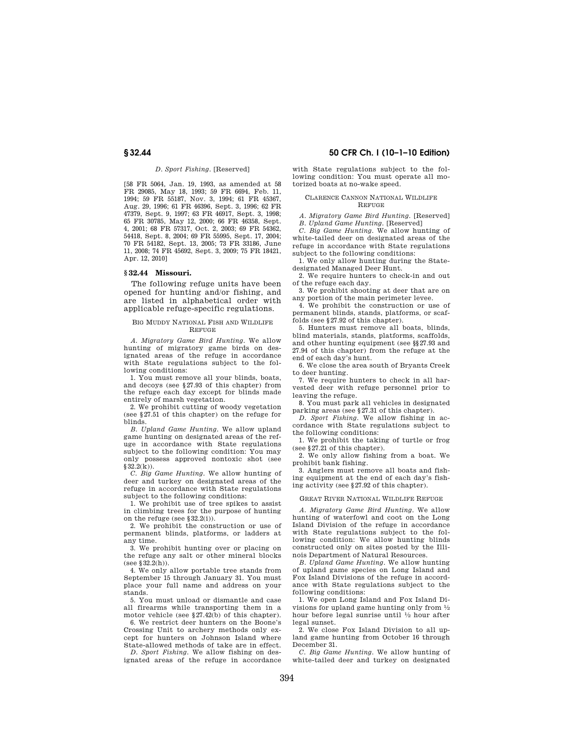*D. Sport Fishing.* [Reserved]

[58 FR 5064, Jan. 19, 1993, as amended at 58 FR 29085, May 18, 1993; 59 FR 6694, Feb. 11, 1994; 59 FR 55187, Nov. 3, 1994; 61 FR 45367, Aug. 29, 1996; 61 FR 46396, Sept. 3, 1996; 62 FR 47379, Sept. 9, 1997; 63 FR 46917, Sept. 3, 1998; 65 FR 30785, May 12, 2000; 66 FR 46358, Sept. 4, 2001; 68 FR 57317, Oct. 2, 2003; 69 FR 54362, 54418, Sept. 8, 2004; 69 FR 55995, Sept. 17, 2004; 70 FR 54182, Sept. 13, 2005; 73 FR 33186, June 11, 2008; 74 FR 45692, Sept. 3, 2009; 75 FR 18421, Apr. 12, 2010]

## § 32.44 Missouri.

The following refuge units have been opened for hunting and/or fishing, and are listed in alphabetical order with applicable refuge-specific regulations.

### BIG MUDDY NATIONAL FISH AND WILDLIFE REFUGE

*A. Migratory Game Bird Hunting.* We allow hunting of migratory game birds on designated areas of the refuge in accordance with State regulations subject to the following conditions:

1. You must remove all your blinds, boats, and decoys (see §27.93 of this chapter) from the refuge each day except for blinds made entirely of marsh vegetation.

2. We prohibit cutting of woody vegetation (see §27.51 of this chapter) on the refuge for blinds.

*B. Upland Game Hunting.* We allow upland game hunting on designated areas of the refuge in accordance with State regulations subject to the following condition: You may only possess approved nontoxic shot (see §32.2(k)).

*C. Big Game Hunting.* We allow hunting of deer and turkey on designated areas of the refuge in accordance with State regulations subject to the following conditions:

1. We prohibit use of tree spikes to assist in climbing trees for the purpose of hunting on the refuge (see §32.2(i)).

2. We prohibit the construction or use of permanent blinds, platforms, or ladders at any time.

3. We prohibit hunting over or placing on the refuge any salt or other mineral blocks (see §32.2(h)).

4. We only allow portable tree stands from September 15 through January 31. You must place your full name and address on your stands.

5. You must unload or dismantle and case all firearms while transporting them in a motor vehicle (see §27.42(b) of this chapter).

6. We restrict deer hunters on the Boone's Crossing Unit to archery methods only except for hunters on Johnson Island where State-allowed methods of take are in effect.

*D. Sport Fishing.* We allow fishing on designated areas of the refuge in accordance with State regulations subject to the following condition: You must operate all motorized boats at no-wake speed.

### CLARENCE CANNON NATIONAL WILDLIFE REFUGE

*A. Migratory Game Bird Hunting.* [Reserved]

*B. Upland Game Hunting.* [Reserved]

*C. Big Game Hunting.* We allow hunting of white-tailed deer on designated areas of the refuge in accordance with State regulations subject to the following conditions:

1. We only allow hunting during the State-designated Managed Deer Hunt.

2. We require hunters to check-in and out of the refuge each day.

3. We prohibit shooting at deer that are on any portion of the main perimeter levee.

4. We prohibit the construction or use of permanent blinds, stands, platforms, or scaffolds (see §27.92 of this chapter).

5. Hunters must remove all boats, blinds, blind materials, stands, platforms, scaffolds, and other hunting equipment (see §§27.93 and 27.94 of this chapter) from the refuge at the end of each day's hunt.

6. We close the area south of Bryants Creek to deer hunting.

7. We require hunters to check in all harvested deer with refuge personnel prior to leaving the refuge.

8. You must park all vehicles in designated parking areas (see §27.31 of this chapter).

*D. Sport Fishing.* We allow fishing in accordance with State regulations subject to the following conditions:

1. We prohibit the taking of turtle or frog (see §27.21 of this chapter).

2. We only allow fishing from a boat. We prohibit bank fishing.

3. Anglers must remove all boats and fishing equipment at the end of each day's fishing activity (see §27.92 of this chapter).

### GREAT RIVER NATIONAL WILDLIFE REFUGE

*A. Migratory Game Bird Hunting.* We allow hunting of waterfowl and coot on the Long Island Division of the refuge in accordance with State regulations subject to the following condition: We allow hunting blinds constructed only on sites posted by the Illinois Department of Natural Resources.

*B. Upland Game Hunting.* We allow hunting of upland game species on Long Island and Fox Island Divisions of the refuge in accordance with State regulations subject to the following conditions:

1. We open Long Island and Fox Island Divisions for upland game hunting only from ½ hour before legal sunrise until ½ hour after legal sunset.

2. We close Fox Island Division to all upland game hunting from October 16 through December 31.

*C. Big Game Hunting.* We allow hunting of white-tailed deer and turkey on designated